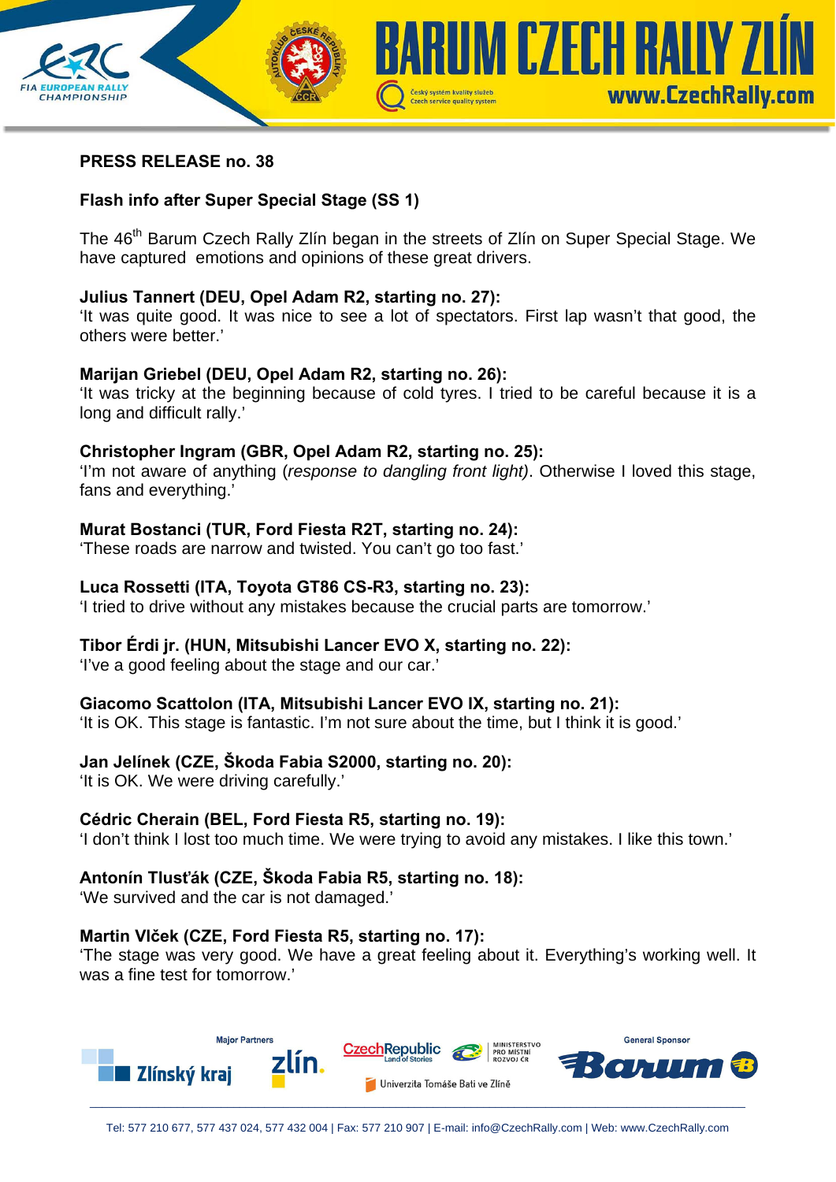**PRESS RELEASE no. 38**

**Flash info after Super Special Stage (SS 1)**

The 46th Barum Czech Rally Zlín began in the streets of Zlín on Super Special Stage. We have captured emotions and opinions of these great drivers.

**Julius Tannert (DEU, Opel Adam R2, starting no. 27):**
'It was quite good. It was nice to see a lot of spectators. First lap wasn't that good, the others were better.'

**Marijan Griebel (DEU, Opel Adam R2, starting no. 26):**
'It was tricky at the beginning because of cold tyres. I tried to be careful because it is a long and difficult rally.'

**Christopher Ingram (GBR, Opel Adam R2, starting no. 25):**
'I'm not aware of anything (*response to dangling front light*). Otherwise I loved this stage, fans and everything.'

**Murat Bostanci (TUR, Ford Fiesta R2T, starting no. 24):**
'These roads are narrow and twisted. You can't go too fast.'

**Luca Rossetti (ITA, Toyota GT86 CS-R3, starting no. 23):**
'I tried to drive without any mistakes because the crucial parts are tomorrow.'

**Tibor Érdi jr. (HUN, Mitsubishi Lancer EVO X, starting no. 22):**
'I've a good feeling about the stage and our car.'

**Giacomo Scattolon (ITA, Mitsubishi Lancer EVO IX, starting no. 21):**
'It is OK. This stage is fantastic. I'm not sure about the time, but I think it is good.'

**Jan Jelínek (CZE, Škoda Fabia S2000, starting no. 20):**
'It is OK. We were driving carefully.'

**Cédric Cherain (BEL, Ford Fiesta R5, starting no. 19):**
'I don't think I lost too much time. We were trying to avoid any mistakes. I like this town.'

**Antonín Tlusťák (CZE, Škoda Fabia R5, starting no. 18):**
'We survived and the car is not damaged.'

**Martin Vlček (CZE, Ford Fiesta R5, starting no. 17):**
'The stage was very good. We have a great feeling about it. Everything's working well. It was a fine test for tomorrow.'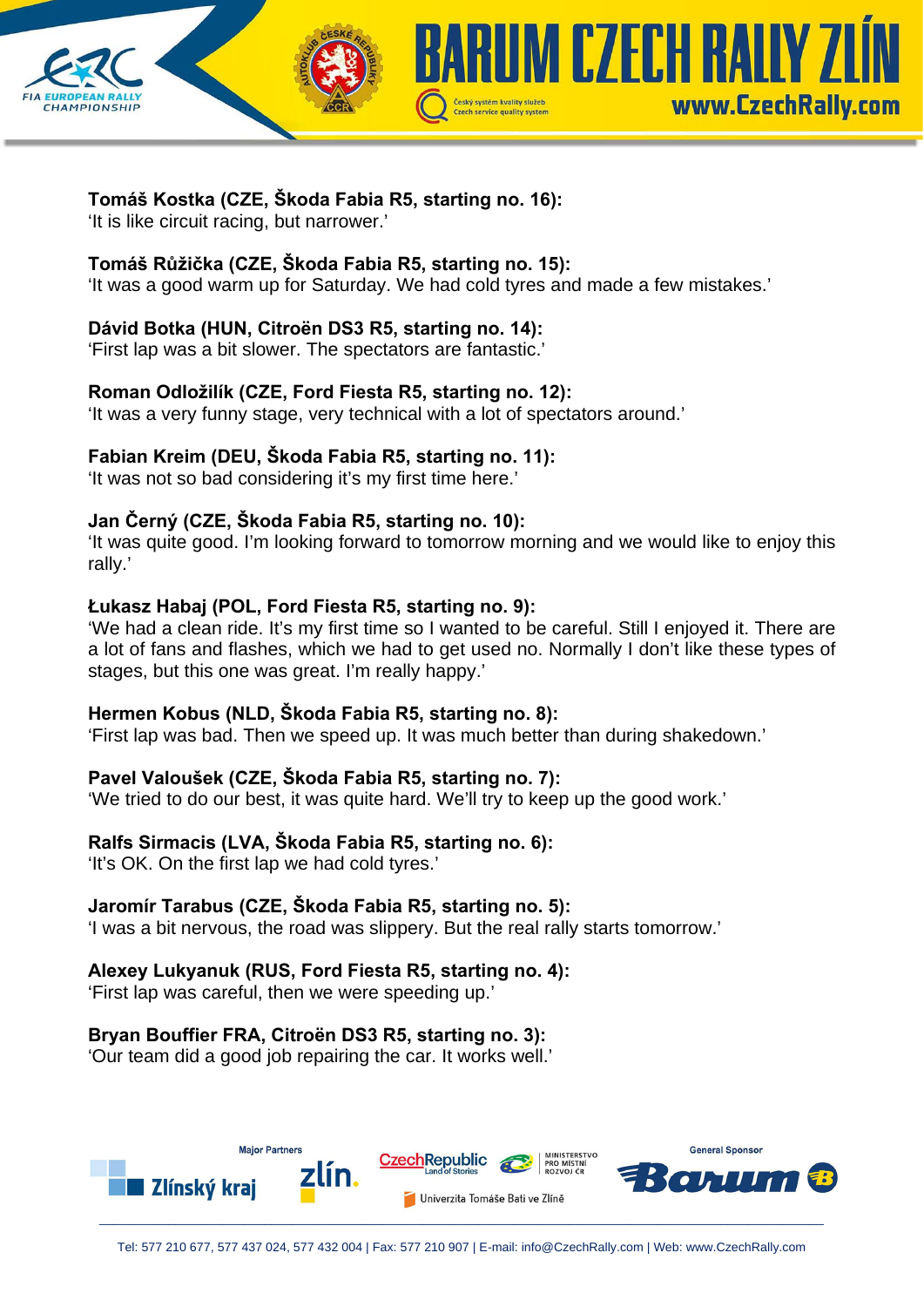**Tomáš Kostka (CZE, Škoda Fabia R5, starting no. 16):**
'It is like circuit racing, but narrower.'

**Tomáš Růžička (CZE, Škoda Fabia R5, starting no. 15):**
'It was a good warm up for Saturday. We had cold tyres and made a few mistakes.'

**Dávid Botka (HUN, Citroën DS3 R5, starting no. 14):**
'First lap was a bit slower. The spectators are fantastic.'

**Roman Odložilík (CZE, Ford Fiesta R5, starting no. 12):**
'It was a very funny stage, very technical with a lot of spectators around.'

**Fabian Kreim (DEU, Škoda Fabia R5, starting no. 11):**
'It was not so bad considering it's my first time here.'

**Jan Černý (CZE, Škoda Fabia R5, starting no. 10):**
'It was quite good. I'm looking forward to tomorrow morning and we would like to enjoy this rally.'

**Łukasz Habaj (POL, Ford Fiesta R5, starting no. 9):**
'We had a clean ride. It's my first time so I wanted to be careful. Still I enjoyed it. There are a lot of fans and flashes, which we had to get used no. Normally I don't like these types of stages, but this one was great. I'm really happy.'

**Hermen Kobus (NLD, Škoda Fabia R5, starting no. 8):**
'First lap was bad. Then we speed up. It was much better than during shakedown.'

**Pavel Valoušek (CZE, Škoda Fabia R5, starting no. 7):**
'We tried to do our best, it was quite hard. We'll try to keep up the good work.'

**Ralfs Sirmacis (LVA, Škoda Fabia R5, starting no. 6):**
'It's OK. On the first lap we had cold tyres.'

**Jaromír Tarabus (CZE, Škoda Fabia R5, starting no. 5):**
'I was a bit nervous, the road was slippery. But the real rally starts tomorrow.'

**Alexey Lukyanuk (RUS, Ford Fiesta R5, starting no. 4):**
'First lap was careful, then we were speeding up.'

**Bryan Bouffier FRA, Citroën DS3 R5, starting no. 3):**
'Our team did a good job repairing the car. It works well.'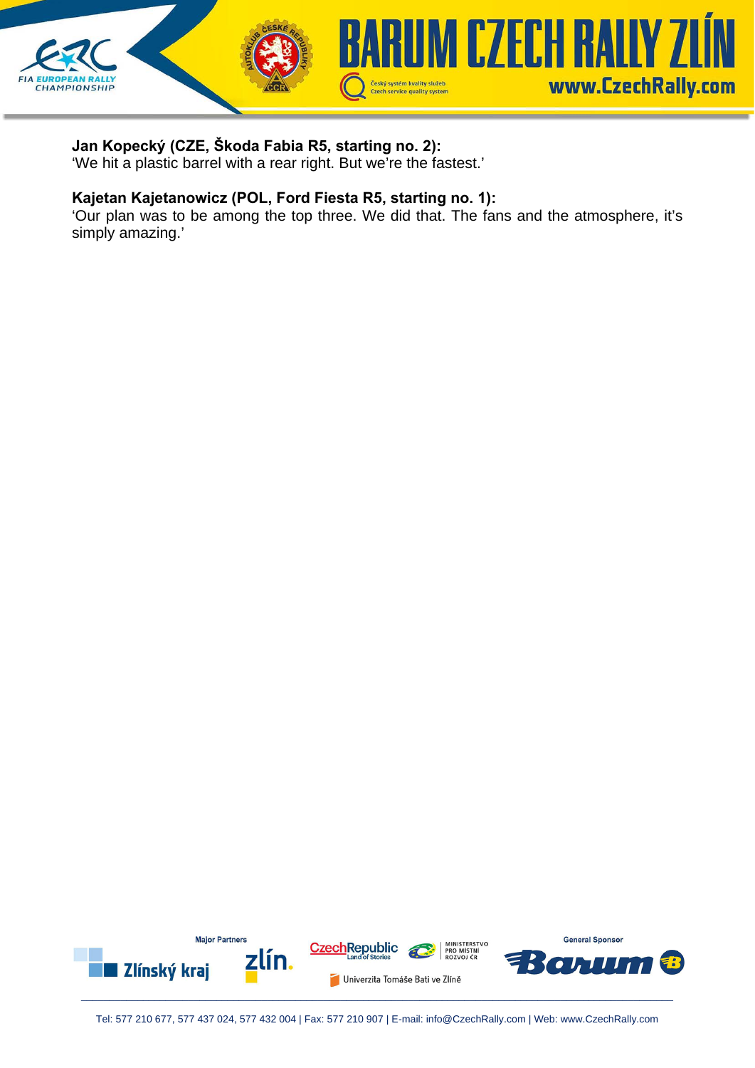**Jan Kopecký (CZE, Škoda Fabia R5, starting no. 2):**
'We hit a plastic barrel with a rear right. But we're the fastest.'

**Kajetan Kajetanowicz (POL, Ford Fiesta R5, starting no. 1):**
'Our plan was to be among the top three. We did that. The fans and the atmosphere, it's simply amazing.'